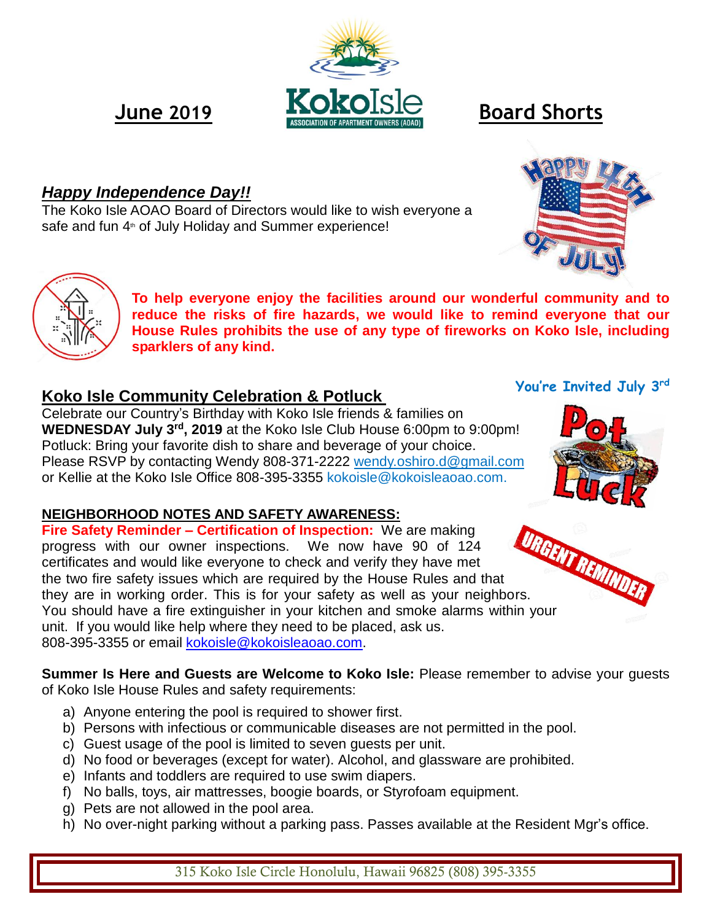# June 2019 — Koko Isle Association of Apartment Owners (AOAO) — Board Shorts

## *Happy Independence Day!!*

The Koko Isle AOAO Board of Directors would like to wish everyone a safe and fun 4th of July Holiday and Summer experience!

**To help everyone enjoy the facilities around our wonderful community and to reduce the risks of fire hazards, we would like to remind everyone that our House Rules prohibits the use of any type of fireworks on Koko Isle, including sparklers of any kind.**

You're Invited July 3rd

## Koko Isle Community Celebration & Potluck

Celebrate our Country's Birthday with Koko Isle friends & families on **WEDNESDAY July 3rd, 2019** at the Koko Isle Club House 6:00pm to 9:00pm!
Potluck: Bring your favorite dish to share and beverage of your choice.
Please RSVP by contacting Wendy 808-371-2222 wendy.oshiro.d@gmail.com or Kellie at the Koko Isle Office 808-395-3355 kokoisle@kokoisleaoao.com.

## NEIGHBORHOOD NOTES AND SAFETY AWARENESS:

**Fire Safety Reminder – Certification of Inspection:** We are making progress with our owner inspections. We now have 90 of 124 certificates and would like everyone to check and verify they have met the two fire safety issues which are required by the House Rules and that they are in working order. This is for your safety as well as your neighbors. You should have a fire extinguisher in your kitchen and smoke alarms within your unit. If you would like help where they need to be placed, ask us. 808-395-3355 or email kokoisle@kokoisleaoao.com.

URGENT REMINDER

**Summer Is Here and Guests are Welcome to Koko Isle:** Please remember to advise your guests of Koko Isle House Rules and safety requirements:

a) Anyone entering the pool is required to shower first.
b) Persons with infectious or communicable diseases are not permitted in the pool.
c) Guest usage of the pool is limited to seven guests per unit.
d) No food or beverages (except for water). Alcohol, and glassware are prohibited.
e) Infants and toddlers are required to use swim diapers.
f) No balls, toys, air mattresses, boogie boards, or Styrofoam equipment.
g) Pets are not allowed in the pool area.
h) No over-night parking without a parking pass. Passes available at the Resident Mgr's office.

315 Koko Isle Circle Honolulu, Hawaii 96825 (808) 395-3355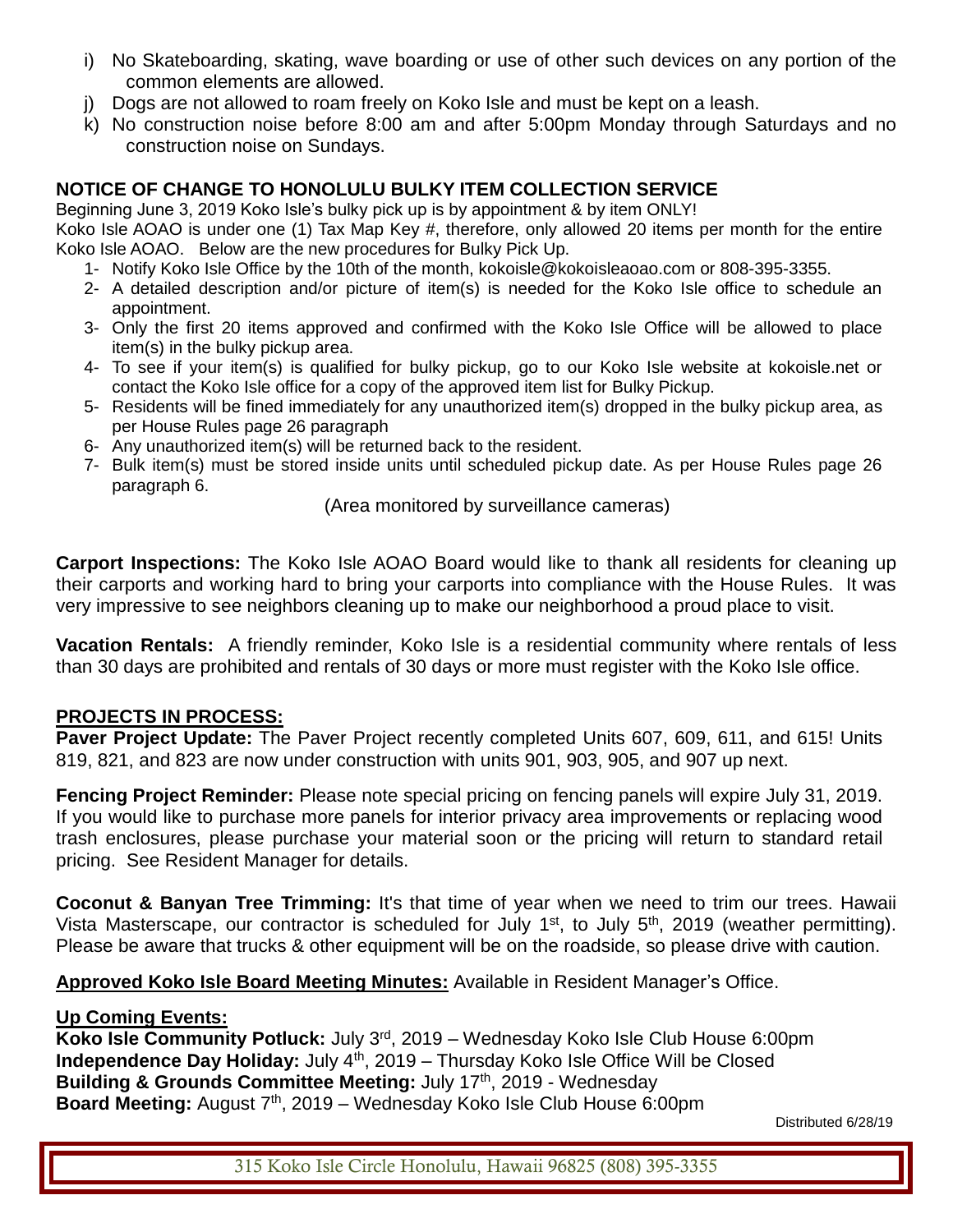i) No Skateboarding, skating, wave boarding or use of other such devices on any portion of the common elements are allowed.
j) Dogs are not allowed to roam freely on Koko Isle and must be kept on a leash.
k) No construction noise before 8:00 am and after 5:00pm Monday through Saturdays and no construction noise on Sundays.

**NOTICE OF CHANGE TO HONOLULU BULKY ITEM COLLECTION SERVICE**

Beginning June 3, 2019 Koko Isle's bulky pick up is by appointment & by item ONLY!

Koko Isle AOAO is under one (1) Tax Map Key #, therefore, only allowed 20 items per month for the entire Koko Isle AOAO. Below are the new procedures for Bulky Pick Up.

1- Notify Koko Isle Office by the 10th of the month, kokoisle@kokoisleaoao.com or 808-395-3355.
2- A detailed description and/or picture of item(s) is needed for the Koko Isle office to schedule an appointment.
3- Only the first 20 items approved and confirmed with the Koko Isle Office will be allowed to place item(s) in the bulky pickup area.
4- To see if your item(s) is qualified for bulky pickup, go to our Koko Isle website at kokoisle.net or contact the Koko Isle office for a copy of the approved item list for Bulky Pickup.
5- Residents will be fined immediately for any unauthorized item(s) dropped in the bulky pickup area, as per House Rules page 26 paragraph
6- Any unauthorized item(s) will be returned back to the resident.
7- Bulk item(s) must be stored inside units until scheduled pickup date. As per House Rules page 26 paragraph 6.

(Area monitored by surveillance cameras)

**Carport Inspections:** The Koko Isle AOAO Board would like to thank all residents for cleaning up their carports and working hard to bring your carports into compliance with the House Rules. It was very impressive to see neighbors cleaning up to make our neighborhood a proud place to visit.

**Vacation Rentals:** A friendly reminder, Koko Isle is a residential community where rentals of less than 30 days are prohibited and rentals of 30 days or more must register with the Koko Isle office.

**PROJECTS IN PROCESS:**

**Paver Project Update:** The Paver Project recently completed Units 607, 609, 611, and 615! Units 819, 821, and 823 are now under construction with units 901, 903, 905, and 907 up next.

**Fencing Project Reminder:** Please note special pricing on fencing panels will expire July 31, 2019. If you would like to purchase more panels for interior privacy area improvements or replacing wood trash enclosures, please purchase your material soon or the pricing will return to standard retail pricing. See Resident Manager for details.

**Coconut & Banyan Tree Trimming:** It's that time of year when we need to trim our trees. Hawaii Vista Masterscape, our contractor is scheduled for July 1st, to July 5th, 2019 (weather permitting). Please be aware that trucks & other equipment will be on the roadside, so please drive with caution.

**Approved Koko Isle Board Meeting Minutes:** Available in Resident Manager's Office.

**Up Coming Events:**

**Koko Isle Community Potluck:** July 3rd, 2019 – Wednesday Koko Isle Club House 6:00pm
**Independence Day Holiday:** July 4th, 2019 – Thursday Koko Isle Office Will be Closed
**Building & Grounds Committee Meeting:** July 17th, 2019 - Wednesday
**Board Meeting:** August 7th, 2019 – Wednesday Koko Isle Club House 6:00pm

Distributed 6/28/19

315 Koko Isle Circle Honolulu, Hawaii 96825 (808) 395-3355